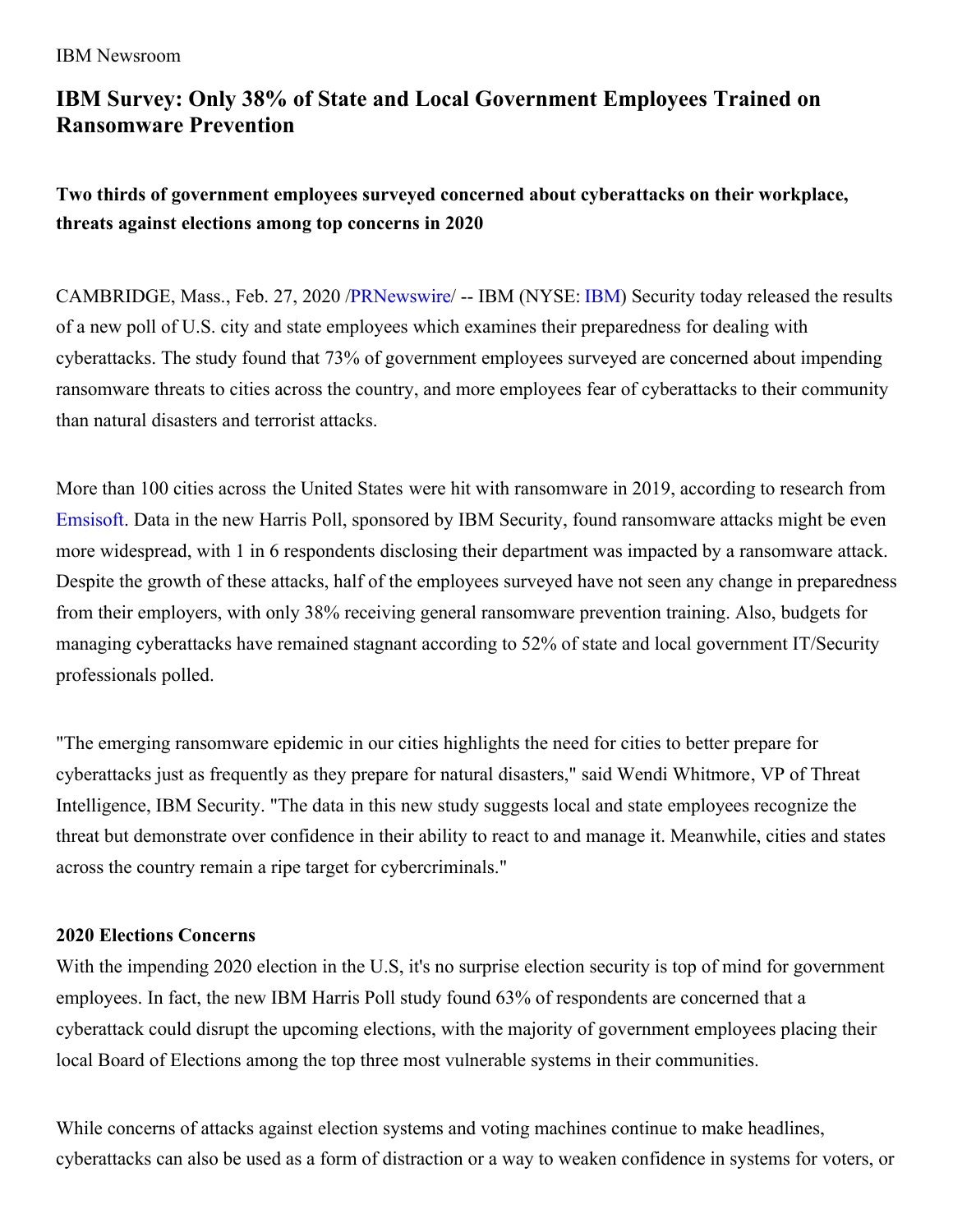IBM Newsroom

# IBM Survey: Only 38% of State and Local Government Employees Trained on Ransomware Prevention

## Two thirds of government employees surveyed concerned about cyberattacks on their workplace, threats against elections among top concerns in 2020

CAMBRIDGE, Mass., Feb. 27, 2020 /PRNewswire/ -- IBM (NYSE: IBM) Security today released the results of a new poll of U.S. city and state employees which examines their preparedness for dealing with cyberattacks. The study found that 73% of government employees surveyed are concerned about impending ransomware threats to cities across the country, and more employees fear of cyberattacks to their community than natural disasters and terrorist attacks.

More than 100 cities across the United States were hit with ransomware in 2019, according to research from Emsisoft. Data in the new Harris Poll, sponsored by IBM Security, found ransomware attacks might be even more widespread, with 1 in 6 respondents disclosing their department was impacted by a ransomware attack. Despite the growth of these attacks, half of the employees surveyed have not seen any change in preparedness from their employers, with only 38% receiving general ransomware prevention training. Also, budgets for managing cyberattacks have remained stagnant according to 52% of state and local government IT/Security professionals polled.

"The emerging ransomware epidemic in our cities highlights the need for cities to better prepare for cyberattacks just as frequently as they prepare for natural disasters," said Wendi Whitmore, VP of Threat Intelligence, IBM Security. "The data in this new study suggests local and state employees recognize the threat but demonstrate over confidence in their ability to react to and manage it. Meanwhile, cities and states across the country remain a ripe target for cybercriminals."

### 2020 Elections Concerns

With the impending 2020 election in the U.S, it's no surprise election security is top of mind for government employees. In fact, the new IBM Harris Poll study found 63% of respondents are concerned that a cyberattack could disrupt the upcoming elections, with the majority of government employees placing their local Board of Elections among the top three most vulnerable systems in their communities.

While concerns of attacks against election systems and voting machines continue to make headlines, cyberattacks can also be used as a form of distraction or a way to weaken confidence in systems for voters, or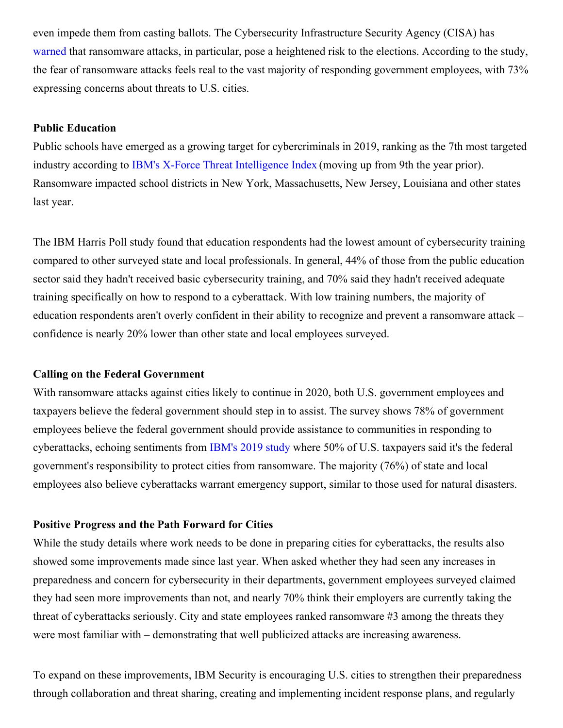even impede them from casting ballots. The Cybersecurity Infrastructure Security Agency (CISA) has warned that ransomware attacks, in particular, pose a heightened risk to the elections. According to the study, the fear of ransomware attacks feels real to the vast majority of responding government employees, with 73% expressing concerns about threats to U.S. cities.

**Public Education**

Public schools have emerged as a growing target for cybercriminals in 2019, ranking as the 7th most targeted industry according to IBM's X-Force Threat Intelligence Index (moving up from 9th the year prior). Ransomware impacted school districts in New York, Massachusetts, New Jersey, Louisiana and other states last year.

The IBM Harris Poll study found that education respondents had the lowest amount of cybersecurity training compared to other surveyed state and local professionals. In general, 44% of those from the public education sector said they hadn't received basic cybersecurity training, and 70% said they hadn't received adequate training specifically on how to respond to a cyberattack. With low training numbers, the majority of education respondents aren't overly confident in their ability to recognize and prevent a ransomware attack – confidence is nearly 20% lower than other state and local employees surveyed.

**Calling on the Federal Government**

With ransomware attacks against cities likely to continue in 2020, both U.S. government employees and taxpayers believe the federal government should step in to assist. The survey shows 78% of government employees believe the federal government should provide assistance to communities in responding to cyberattacks, echoing sentiments from IBM's 2019 study where 50% of U.S. taxpayers said it's the federal government's responsibility to protect cities from ransomware. The majority (76%) of state and local employees also believe cyberattacks warrant emergency support, similar to those used for natural disasters.

**Positive Progress and the Path Forward for Cities**

While the study details where work needs to be done in preparing cities for cyberattacks, the results also showed some improvements made since last year. When asked whether they had seen any increases in preparedness and concern for cybersecurity in their departments, government employees surveyed claimed they had seen more improvements than not, and nearly 70% think their employers are currently taking the threat of cyberattacks seriously. City and state employees ranked ransomware #3 among the threats they were most familiar with – demonstrating that well publicized attacks are increasing awareness.

To expand on these improvements, IBM Security is encouraging U.S. cities to strengthen their preparedness through collaboration and threat sharing, creating and implementing incident response plans, and regularly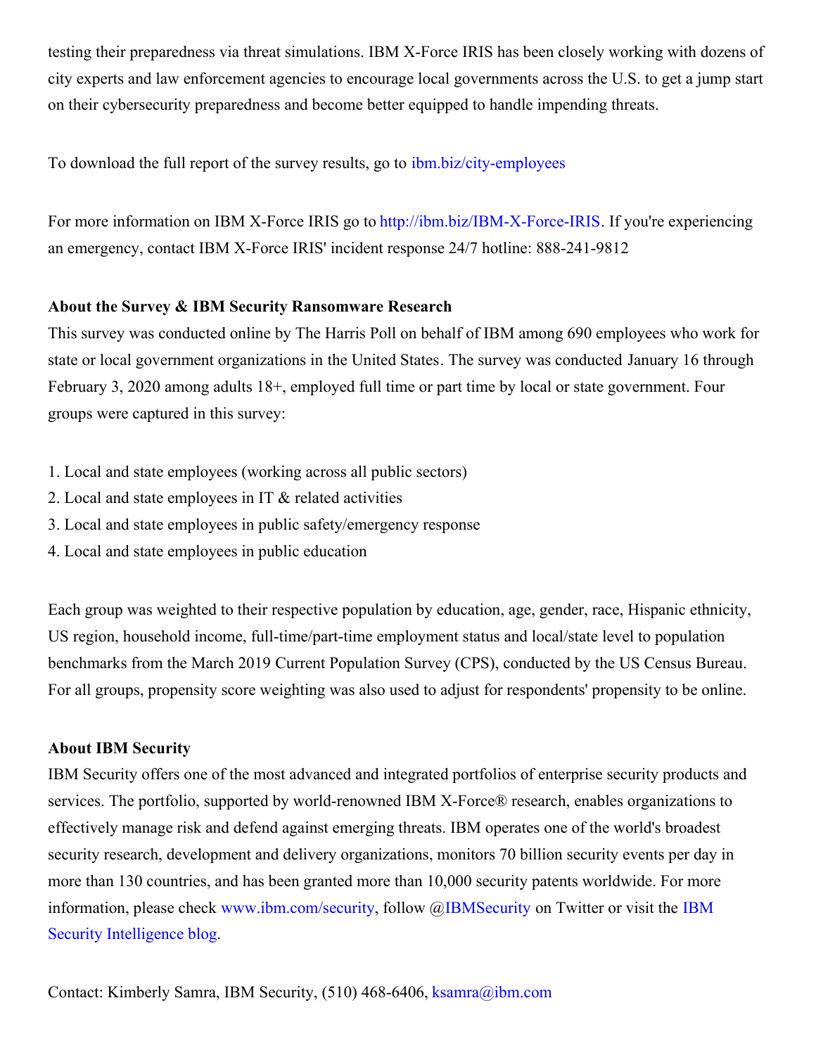testing their preparedness via threat simulations. IBM X-Force IRIS has been closely working with dozens of city experts and law enforcement agencies to encourage local governments across the U.S. to get a jump start on their cybersecurity preparedness and become better equipped to handle impending threats.

To download the full report of the survey results, go to ibm.biz/city-employees

For more information on IBM X-Force IRIS go to http://ibm.biz/IBM-X-Force-IRIS. If you're experiencing an emergency, contact IBM X-Force IRIS' incident response 24/7 hotline: 888-241-9812

**About the Survey & IBM Security Ransomware Research**

This survey was conducted online by The Harris Poll on behalf of IBM among 690 employees who work for state or local government organizations in the United States. The survey was conducted January 16 through February 3, 2020 among adults 18+, employed full time or part time by local or state government. Four groups were captured in this survey:

1. Local and state employees (working across all public sectors)
2. Local and state employees in IT & related activities
3. Local and state employees in public safety/emergency response
4. Local and state employees in public education

Each group was weighted to their respective population by education, age, gender, race, Hispanic ethnicity, US region, household income, full-time/part-time employment status and local/state level to population benchmarks from the March 2019 Current Population Survey (CPS), conducted by the US Census Bureau. For all groups, propensity score weighting was also used to adjust for respondents' propensity to be online.

**About IBM Security**

IBM Security offers one of the most advanced and integrated portfolios of enterprise security products and services. The portfolio, supported by world-renowned IBM X-Force® research, enables organizations to effectively manage risk and defend against emerging threats. IBM operates one of the world's broadest security research, development and delivery organizations, monitors 70 billion security events per day in more than 130 countries, and has been granted more than 10,000 security patents worldwide. For more information, please check www.ibm.com/security, follow @IBMSecurity on Twitter or visit the IBM Security Intelligence blog.

Contact: Kimberly Samra, IBM Security, (510) 468-6406, ksamra@ibm.com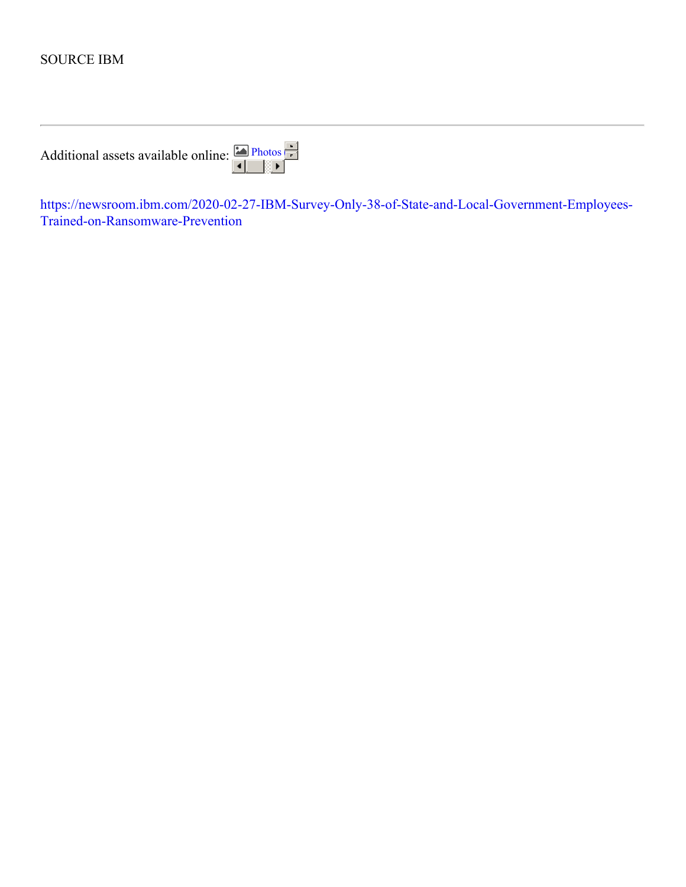SOURCE IBM

---

Additional assets available online: Photos

https://newsroom.ibm.com/2020-02-27-IBM-Survey-Only-38-of-State-and-Local-Government-Employees-Trained-on-Ransomware-Prevention